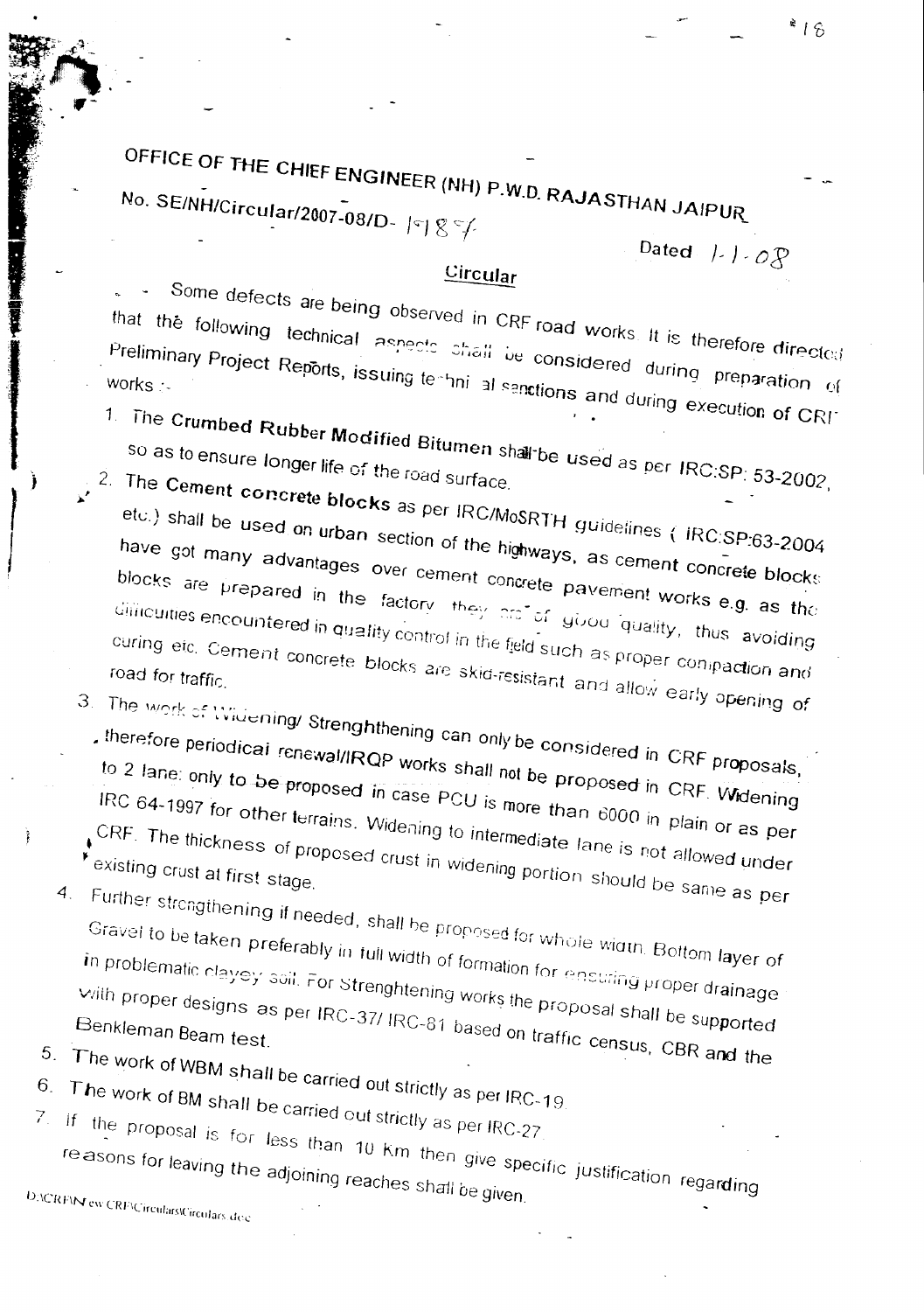**OFFICE OF THE CHIEF ENGINEER (NH) P.W.D. RAJASTHAN JAIPUR**

No. SE/NH/Circular/2007-08/D- 1987

Dated 1-1-08

## Circular

Some defects are being observed in CRF road works. It is therefore directed that the following technical aspects shall be considered during preparation of Preliminary Project Reports, issuing technical sanctions and during execution of CRF works :-

1. The **Crumbed Rubber Modified Bitumen** shall be used as per IRC:SP: 53-2002, so as to ensure longer life of the road surface.
2. The **Cement concrete blocks** as per IRC/MoSRTH guidelines ( IRC:SP:63-2004 etc.) shall be used on urban section of the highways, as cement concrete blocks have got many advantages over cement concrete pavement works e.g. as the blocks are prepared in the factory they are of good quality, thus avoiding the difficulties encountered in quality control in the field such as proper compaction and curing etc. Cement concrete blocks are skid-resistant and allow early opening of road for traffic.
3. The work of Widening/ Strenghthening can only be considered in CRF proposals, therefore periodical renewal/IRQP works shall not be proposed in CRF. Widening to 2 lane only to be proposed in case PCU is more than 6000 in plain or as per IRC 64-1997 for other terrains. Widening to intermediate lane is not allowed under CRF. The thickness of proposed crust in widening portion should be same as per existing crust at first stage.
4. Further strengthening if needed, shall be proposed for whole width. Bottom layer of Gravel to be taken preferably in full width of formation for ensuring proper drainage in problematic clayey soil. For Strenghtening works the proposal shall be supported with proper designs as per IRC-37/ IRC-81 based on traffic census, CBR and the Benkleman Beam test.
5. The work of WBM shall be carried out strictly as per IRC-19.
6. The work of BM shall be carried out strictly as per IRC-27.
7. If the proposal is for less than 10 Km then give specific justification regarding reasons for leaving the adjoining reaches shall be given.

D:\CRF\New CRF\Circulars\Circulars.doc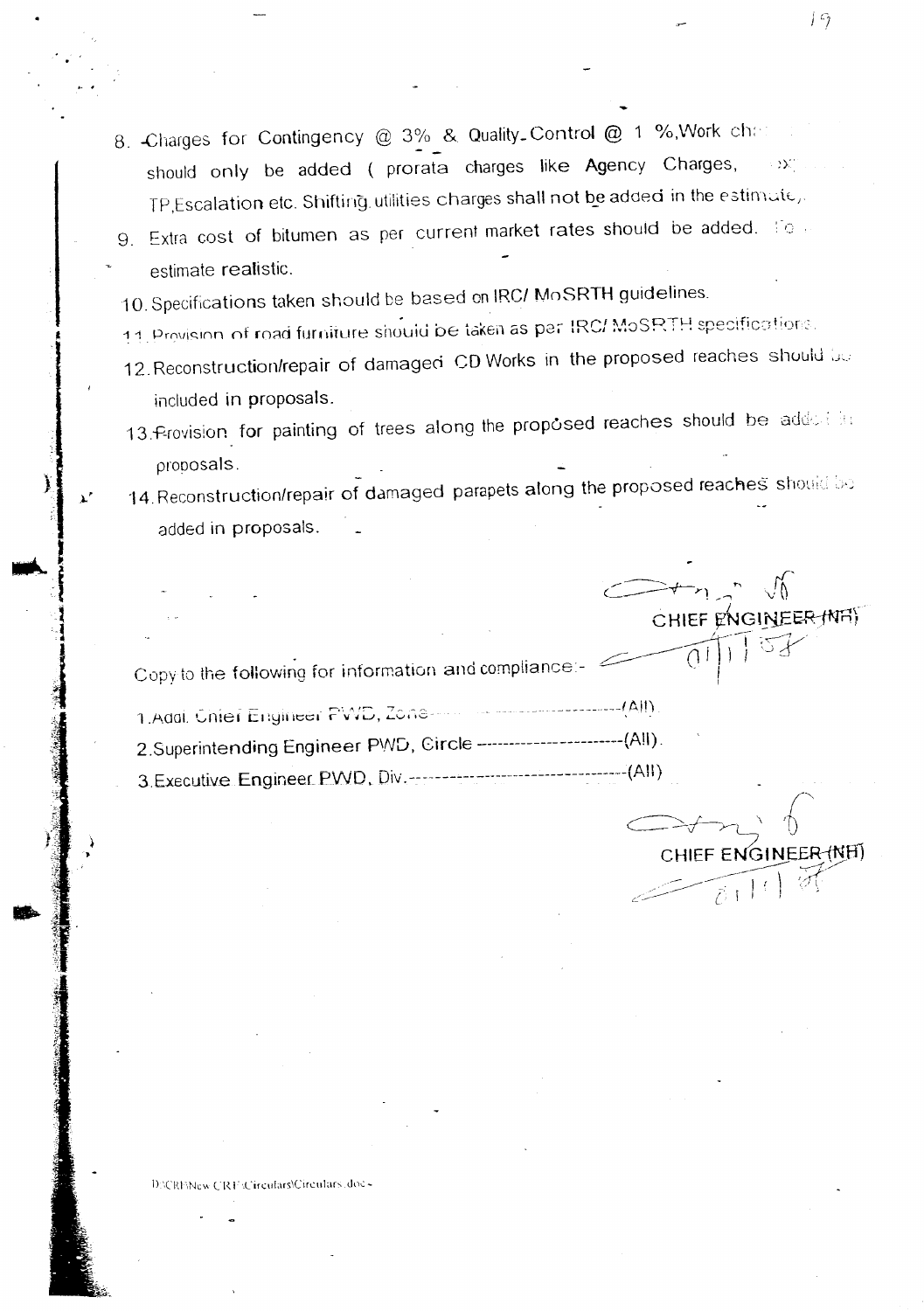8. Charges for Contingency @ 3% & Quality Control @ 1 %,Work charges should only be added ( prorata charges like Agency Charges, TP,Escalation etc. Shifting utilities charges shall not be added in the estimate.

9. Extra cost of bitumen as per current market rates should be added. To estimate realistic.

10. Specifications taken should be based on IRC/ MoSRTH guidelines.

11. Provision of road furniture should be taken as per IRC/ MoSRTH specifications.

12. Reconstruction/repair of damaged CD Works in the proposed reaches should be included in proposals.

13. Provision for painting of trees along the proposed reaches should be added in proposals.

14. Reconstruction/repair of damaged parapets along the proposed reaches should be added in proposals.

CHIEF ENGINEER (NH)
01/11/08

Copy to the following for information and compliance:-

1. Addl. Chief Engineer PWD, Zone--------------------------(All).
2. Superintending Engineer PWD, Circle ----------------------(All).
3. Executive Engineer PWD, Div.-------------------------------(All)

CHIEF ENGINEER (NH)
01/11/08

D:\CRF\New CRF\Circulars\Circulars.doc